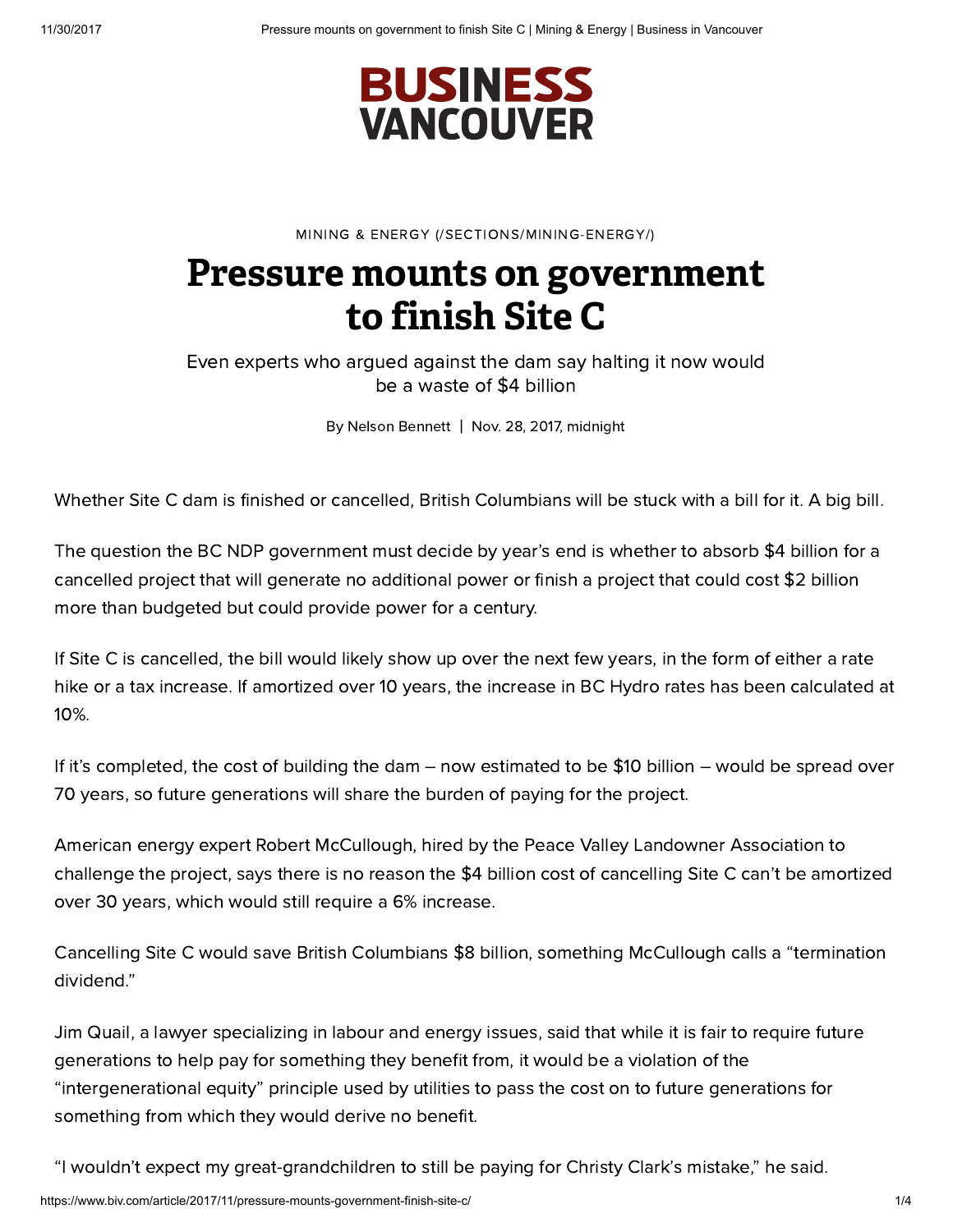BUSINESS VANCOUVER

MINING & ENERGY (/SECTIONS/MINING-ENERGY/)

# Pressure mounts on government to finish Site C

Even experts who argued against the dam say halting it now would be a waste of $4 billion

By Nelson Bennett | Nov. 28, 2017, midnight

Whether Site C dam is finished or cancelled, British Columbians will be stuck with a bill for it. A big bill.

The question the BC NDP government must decide by year's end is whether to absorb $4 billion for a cancelled project that will generate no additional power or finish a project that could cost $2 billion more than budgeted but could provide power for a century.

If Site C is cancelled, the bill would likely show up over the next few years, in the form of either a rate hike or a tax increase. If amortized over 10 years, the increase in BC Hydro rates has been calculated at 10%.

If it's completed, the cost of building the dam – now estimated to be $10 billion – would be spread over 70 years, so future generations will share the burden of paying for the project.

American energy expert Robert McCullough, hired by the Peace Valley Landowner Association to challenge the project, says there is no reason the $4 billion cost of cancelling Site C can't be amortized over 30 years, which would still require a 6% increase.

Cancelling Site C would save British Columbians $8 billion, something McCullough calls a "termination dividend."

Jim Quail, a lawyer specializing in labour and energy issues, said that while it is fair to require future generations to help pay for something they benefit from, it would be a violation of the "intergenerational equity" principle used by utilities to pass the cost on to future generations for something from which they would derive no benefit.

"I wouldn't expect my great-grandchildren to still be paying for Christy Clark's mistake," he said.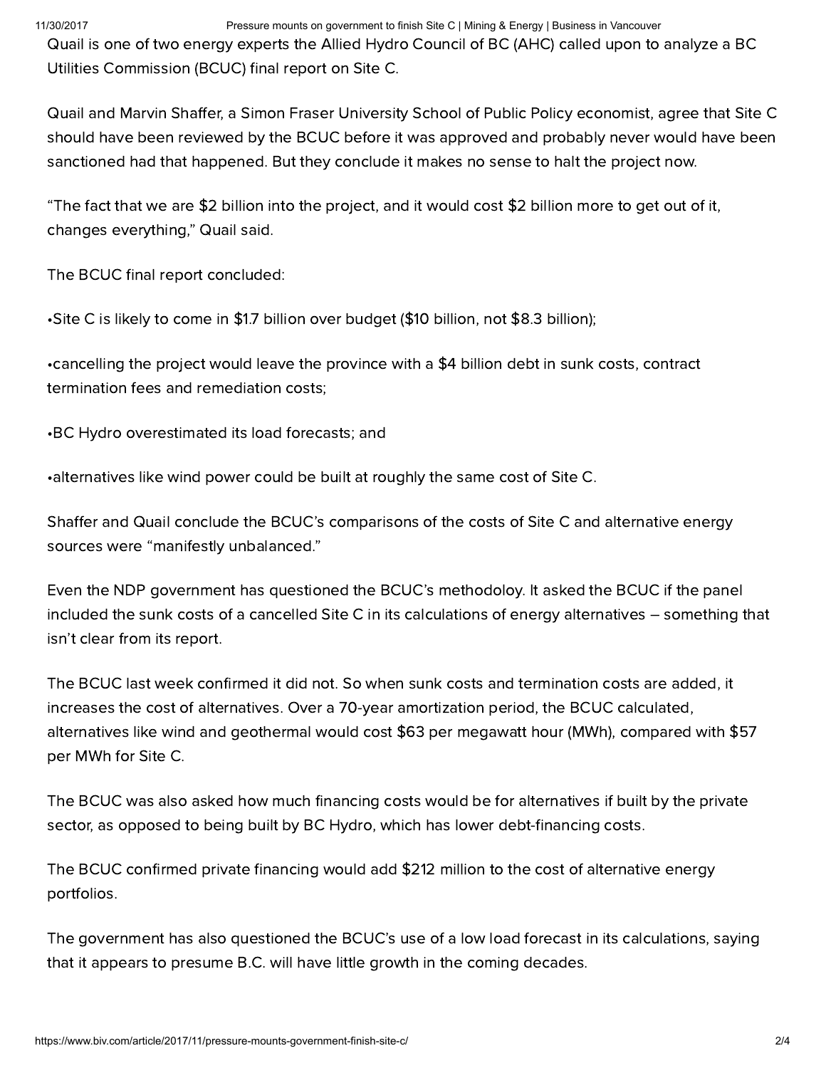Quail is one of two energy experts the Allied Hydro Council of BC (AHC) called upon to analyze a BC Utilities Commission (BCUC) final report on Site C.

Quail and Marvin Shaffer, a Simon Fraser University School of Public Policy economist, agree that Site C should have been reviewed by the BCUC before it was approved and probably never would have been sanctioned had that happened. But they conclude it makes no sense to halt the project now.

“The fact that we are $2 billion into the project, and it would cost $2 billion more to get out of it, changes everything,” Quail said.

The BCUC final report concluded:

•Site C is likely to come in $1.7 billion over budget ($10 billion, not $8.3 billion);

•cancelling the project would leave the province with a $4 billion debt in sunk costs, contract termination fees and remediation costs;

•BC Hydro overestimated its load forecasts; and

•alternatives like wind power could be built at roughly the same cost of Site C.

Shaffer and Quail conclude the BCUC’s comparisons of the costs of Site C and alternative energy sources were “manifestly unbalanced.”

Even the NDP government has questioned the BCUC’s methodoloy. It asked the BCUC if the panel included the sunk costs of a cancelled Site C in its calculations of energy alternatives – something that isn’t clear from its report.

The BCUC last week confirmed it did not. So when sunk costs and termination costs are added, it increases the cost of alternatives. Over a 70-year amortization period, the BCUC calculated, alternatives like wind and geothermal would cost $63 per megawatt hour (MWh), compared with $57 per MWh for Site C.

The BCUC was also asked how much financing costs would be for alternatives if built by the private sector, as opposed to being built by BC Hydro, which has lower debt-financing costs.

The BCUC confirmed private financing would add $212 million to the cost of alternative energy portfolios.

The government has also questioned the BCUC’s use of a low load forecast in its calculations, saying that it appears to presume B.C. will have little growth in the coming decades.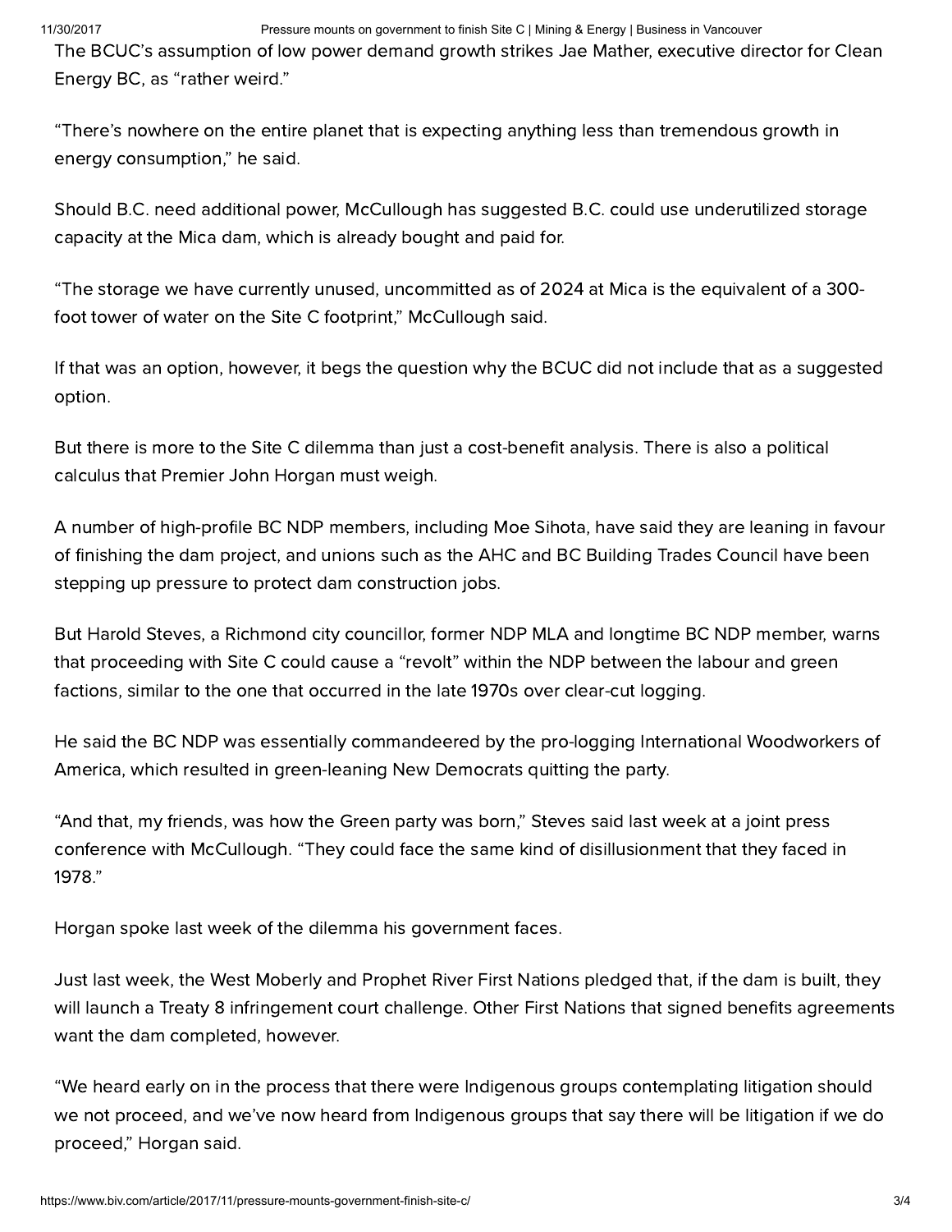The BCUC's assumption of low power demand growth strikes Jae Mather, executive director for Clean Energy BC, as "rather weird."

"There's nowhere on the entire planet that is expecting anything less than tremendous growth in energy consumption," he said.

Should B.C. need additional power, McCullough has suggested B.C. could use underutilized storage capacity at the Mica dam, which is already bought and paid for.

"The storage we have currently unused, uncommitted as of 2024 at Mica is the equivalent of a 300-foot tower of water on the Site C footprint," McCullough said.

If that was an option, however, it begs the question why the BCUC did not include that as a suggested option.

But there is more to the Site C dilemma than just a cost-benefit analysis. There is also a political calculus that Premier John Horgan must weigh.

A number of high-profile BC NDP members, including Moe Sihota, have said they are leaning in favour of finishing the dam project, and unions such as the AHC and BC Building Trades Council have been stepping up pressure to protect dam construction jobs.

But Harold Steves, a Richmond city councillor, former NDP MLA and longtime BC NDP member, warns that proceeding with Site C could cause a "revolt" within the NDP between the labour and green factions, similar to the one that occurred in the late 1970s over clear-cut logging.

He said the BC NDP was essentially commandeered by the pro-logging International Woodworkers of America, which resulted in green-leaning New Democrats quitting the party.

"And that, my friends, was how the Green party was born," Steves said last week at a joint press conference with McCullough. "They could face the same kind of disillusionment that they faced in 1978."

Horgan spoke last week of the dilemma his government faces.

Just last week, the West Moberly and Prophet River First Nations pledged that, if the dam is built, they will launch a Treaty 8 infringement court challenge. Other First Nations that signed benefits agreements want the dam completed, however.

"We heard early on in the process that there were Indigenous groups contemplating litigation should we not proceed, and we've now heard from Indigenous groups that say there will be litigation if we do proceed," Horgan said.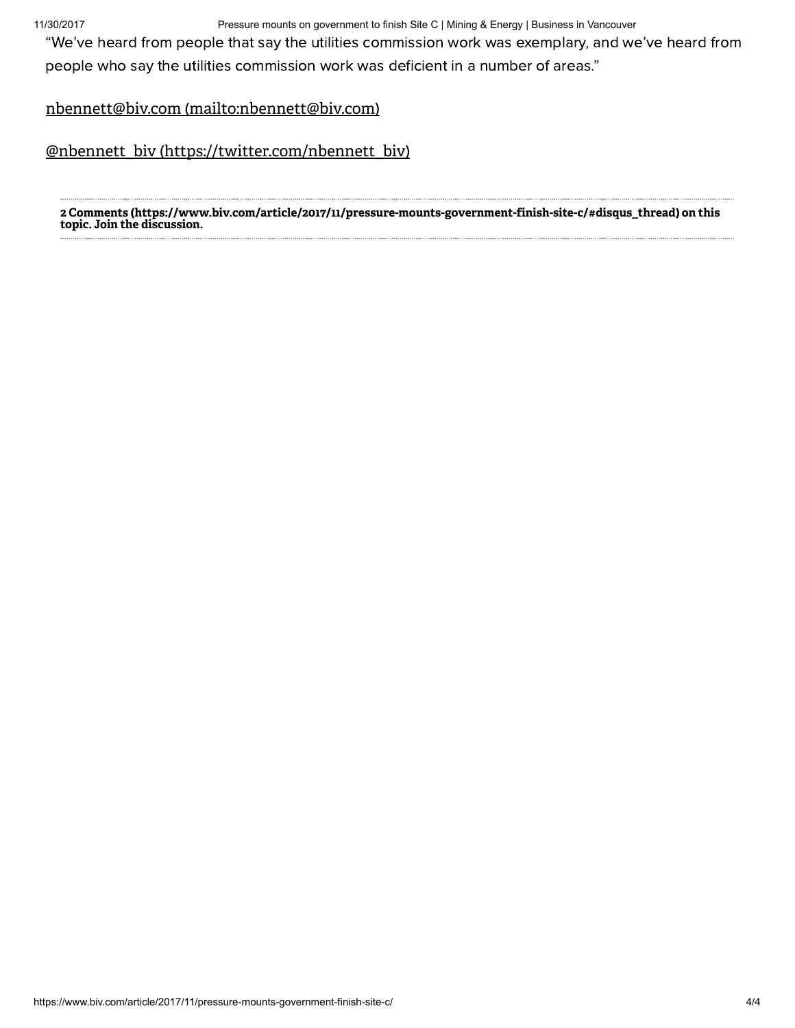"We've heard from people that say the utilities commission work was exemplary, and we've heard from people who say the utilities commission work was deficient in a number of areas."

nbennett@biv.com (mailto:nbennett@biv.com)

@nbennett_biv (https://twitter.com/nbennett_biv)

**2 Comments (https://www.biv.com/article/2017/11/pressure-mounts-government-finish-site-c/#disqus_thread) on this topic. Join the discussion.**